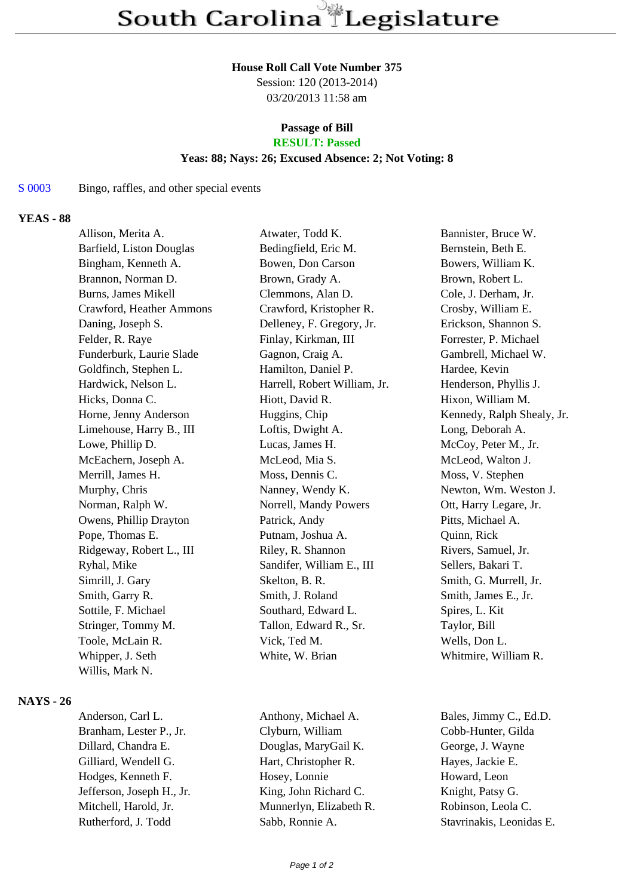# South Carolina Legislature

**House Roll Call Vote Number 375**
Session: 120 (2013-2014)
03/20/2013 11:58 am

**Passage of Bill**
**RESULT: Passed**
**Yeas: 88; Nays: 26; Excused Absence: 2; Not Voting: 8**

S 0003 Bingo, raffles, and other special events

## YEAS - 88

| | | |
|---|---|---|
| Allison, Merita A. | Atwater, Todd K. | Bannister, Bruce W. |
| Barfield, Liston Douglas | Bedingfield, Eric M. | Bernstein, Beth E. |
| Bingham, Kenneth A. | Bowen, Don Carson | Bowers, William K. |
| Brannon, Norman D. | Brown, Grady A. | Brown, Robert L. |
| Burns, James Mikell | Clemmons, Alan D. | Cole, J. Derham, Jr. |
| Crawford, Heather Ammons | Crawford, Kristopher R. | Crosby, William E. |
| Daning, Joseph S. | Delleney, F. Gregory, Jr. | Erickson, Shannon S. |
| Felder, R. Raye | Finlay, Kirkman, III | Forrester, P. Michael |
| Funderburk, Laurie Slade | Gagnon, Craig A. | Gambrell, Michael W. |
| Goldfinch, Stephen L. | Hamilton, Daniel P. | Hardee, Kevin |
| Hardwick, Nelson L. | Harrell, Robert William, Jr. | Henderson, Phyllis J. |
| Hicks, Donna C. | Hiott, David R. | Hixon, William M. |
| Horne, Jenny Anderson | Huggins, Chip | Kennedy, Ralph Shealy, Jr. |
| Limehouse, Harry B., III | Loftis, Dwight A. | Long, Deborah A. |
| Lowe, Phillip D. | Lucas, James H. | McCoy, Peter M., Jr. |
| McEachern, Joseph A. | McLeod, Mia S. | McLeod, Walton J. |
| Merrill, James H. | Moss, Dennis C. | Moss, V. Stephen |
| Murphy, Chris | Nanney, Wendy K. | Newton, Wm. Weston J. |
| Norman, Ralph W. | Norrell, Mandy Powers | Ott, Harry Legare, Jr. |
| Owens, Phillip Drayton | Patrick, Andy | Pitts, Michael A. |
| Pope, Thomas E. | Putnam, Joshua A. | Quinn, Rick |
| Ridgeway, Robert L., III | Riley, R. Shannon | Rivers, Samuel, Jr. |
| Ryhal, Mike | Sandifer, William E., III | Sellers, Bakari T. |
| Simrill, J. Gary | Skelton, B. R. | Smith, G. Murrell, Jr. |
| Smith, Garry R. | Smith, J. Roland | Smith, James E., Jr. |
| Sottile, F. Michael | Southard, Edward L. | Spires, L. Kit |
| Stringer, Tommy M. | Tallon, Edward R., Sr. | Taylor, Bill |
| Toole, McLain R. | Vick, Ted M. | Wells, Don L. |
| Whipper, J. Seth | White, W. Brian | Whitmire, William R. |
| Willis, Mark N. | | |

## NAYS - 26

| | | |
|---|---|---|
| Anderson, Carl L. | Anthony, Michael A. | Bales, Jimmy C., Ed.D. |
| Branham, Lester P., Jr. | Clyburn, William | Cobb-Hunter, Gilda |
| Dillard, Chandra E. | Douglas, MaryGail K. | George, J. Wayne |
| Gilliard, Wendell G. | Hart, Christopher R. | Hayes, Jackie E. |
| Hodges, Kenneth F. | Hosey, Lonnie | Howard, Leon |
| Jefferson, Joseph H., Jr. | King, John Richard C. | Knight, Patsy G. |
| Mitchell, Harold, Jr. | Munnerlyn, Elizabeth R. | Robinson, Leola C. |
| Rutherford, J. Todd | Sabb, Ronnie A. | Stavrinakis, Leonidas E. |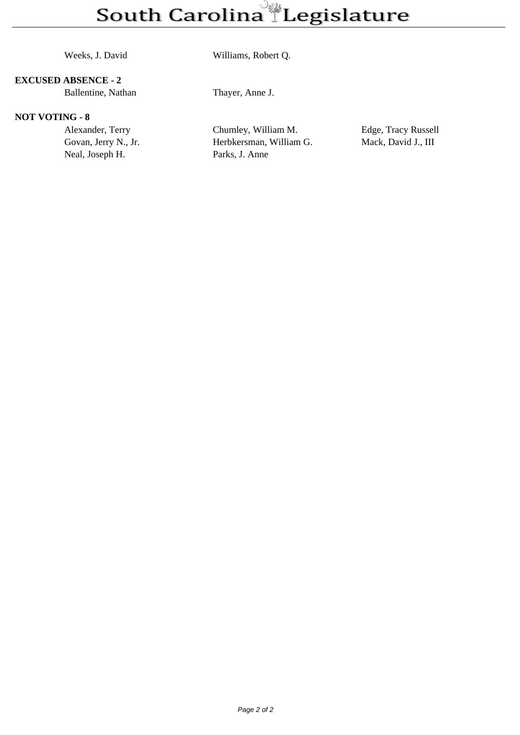| | | |
|---|---|---|
| Weeks, J. David | Williams, Robert Q. | |

**EXCUSED ABSENCE - 2**

| | | |
|---|---|---|
| Ballentine, Nathan | Thayer, Anne J. | |

**NOT VOTING - 8**

| | | |
|---|---|---|
| Alexander, Terry | Chumley, William M. | Edge, Tracy Russell |
| Govan, Jerry N., Jr. | Herbkersman, William G. | Mack, David J., III |
| Neal, Joseph H. | Parks, J. Anne | |